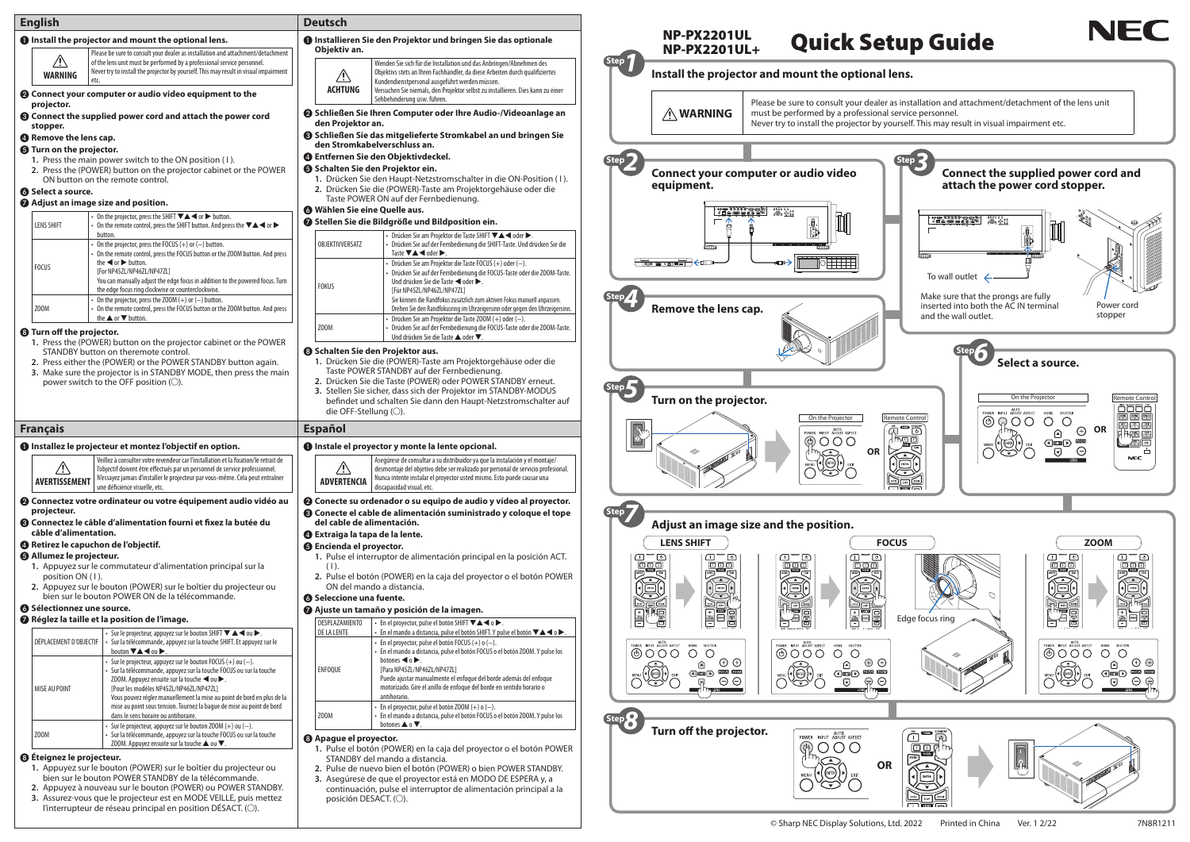# English

**❶ Install the projector and mount the optional lens.**

| ⚠ WARNING | Please be sure to consult your dealer as installation and attachment/detachment of the lens unit must be performed by a professional service personnel. Never try to install the projector by yourself. This may result in visual impairment etc. |
|---|---|

**❷ Connect your computer or audio video equipment to the projector.**

**❸ Connect the supplied power cord and attach the power cord stopper.**

**❹ Remove the lens cap.**

**❺ Turn on the projector.**

1. Press the main power switch to the ON position ( I ).
2. Press the (POWER) button on the projector cabinet or the POWER ON button on the remote control.

**❻ Select a source.**

**❼ Adjust an image size and position.**

| | |
|---|---|
| LENS SHIFT | • On the projector, press the SHIFT ▼▲◀ or ▶ button.<br>• On the remote control, press the SHIFT button. And press the ▼▲◀ or ▶ button. |
| FOCUS | • On the projector, press the FOCUS (+) or (−) button.<br>• On the remote control, press the FOCUS button or the ZOOM button. And press the ◀ or ▶ button.<br>[For NP45ZL/NP46ZL/NP47ZL]<br>You can manually adjust the edge focus in addition to the powered focus. Turn the edge focus ring clockwise or counterclockwise. |
| ZOOM | • On the projector, press the ZOOM (+) or (−) button.<br>• On the remote control, press the FOCUS button or the ZOOM button. And press the ▲ or ▼ button. |

**❽ Turn off the projector.**

1. Press the (POWER) button on the projector cabinet or the POWER STANDBY button on theremote control.
2. Press either the (POWER) or the POWER STANDBY button again.
3. Make sure the projector is in STANDBY MODE, then press the main power switch to the OFF position (○).

# Deutsch

**❶ Installieren Sie den Projektor und bringen Sie das optionale Objektiv an.**

| ⚠ ACHTUNG | Wenden Sie sich für die Installation und das Anbringen/Abnehmen des Objektivs stets an Ihren Fachhändler, da diese Arbeiten durch qualifiziertes Kundendienstpersonal ausgeführt werden müssen. Versuchen Sie niemals, den Projektor selbst zu installieren. Dies kann zu einer Sehbehinderung usw. führen. |
|---|---|

**❷ Schließen Sie Ihren Computer oder Ihre Audio-/Videoanlage an den Projektor an.**

**❸ Schließen Sie das mitgelieferte Stromkabel an und bringen Sie den Stromkabelverschluss an.**

**❹ Entfernen Sie den Objektivdeckel.**

**❺ Schalten Sie den Projektor ein.**

1. Drücken Sie den Haupt-Netzstromschalter in die ON-Position ( I ).
2. Drücken Sie die (POWER)-Taste am Projektorgehäuse oder die Taste POWER ON auf der Fernbedienung.

**❻ Wählen Sie eine Quelle aus.**

**❼ Stellen Sie die Bildgröße und Bildposition ein.**

| | |
|---|---|
| OBJEKTIVVERSATZ | • Drücken Sie am Projektor die Taste SHIFT ▼▲◀ oder ▶.<br>• Drücken Sie auf der Fernbedienung die SHIFT-Taste. Und drücken Sie die Taste ▼▲◀ oder ▶. |
| FOKUS | • Drücken Sie am Projektor die Taste FOCUS (+) oder (−).<br>• Drücken Sie auf der Fernbedienung die FOCUS-Taste oder die ZOOM-Taste. Und drücken Sie die Taste ◀ oder ▶.<br>[Für NP45ZL/NP46ZL/NP47ZL]<br>Sie können den Randfokus zusätzlich zum aktiven Fokus manuell anpassen. Drehen Sie den Randfokusring im Uhrzeigersinn oder gegen den Uhrzeigersinn. |
| ZOOM | • Drücken Sie am Projektor die Taste ZOOM (+) oder (−).<br>• Drücken Sie auf der Fernbedienung die FOCUS-Taste oder die ZOOM-Taste. Und drücken Sie die Taste ▲ oder ▼. |

**❽ Schalten Sie den Projektor aus.**

1. Drücken Sie die (POWER)-Taste am Projektorgehäuse oder die Taste POWER STANDBY auf der Fernbedienung.
2. Drücken Sie die Taste (POWER) oder POWER STANDBY erneut.
3. Stellen Sie sicher, dass sich der Projektor im STANDBY-MODUS befindet und schalten Sie dann den Haupt-Netzstromschalter auf die OFF-Stellung (○).

# Français

**❶ Installez le projecteur et montez l'objectif en option.**

| ⚠ AVERTISSEMENT | Veillez à consulter votre revendeur car l'installation et la fixation/le retrait de l'objectif doivent être effectués par un personnel de service professionnel. N'essayez jamais d'installer le projecteur par vous-même. Cela peut entraîner une déficience visuelle, etc. |
|---|---|

**❷ Connectez votre ordinateur ou votre équipement audio vidéo au projecteur.**

**❸ Connectez le câble d'alimentation fourni et fixez la butée du câble d'alimentation.**

**❹ Retirez le capuchon de l'objectif.**

**❺ Allumez le projecteur.**

1. Appuyez sur le commutateur d'alimentation principal sur la position ON ( I ).
2. Appuyez sur le bouton (POWER) sur le boîtier du projecteur ou bien sur le bouton POWER ON de la télécommande.

**❻ Sélectionnez une source.**

**❼ Réglez la taille et la position de l'image.**

| | |
|---|---|
| DÉPLACEMENT D'OBJECTIF | • Sur le projecteur, appuyez sur le bouton SHIFT ▼▲◀ ou ▶.<br>• Sur la télécommande, appuyez sur la touche SHIFT. Et appuyez sur le bouton ▼▲◀ ou ▶. |
| MISE AU POINT | • Sur le projecteur, appuyez sur le bouton FOCUS (+) ou (−).<br>• Sur la télécommande, appuyez sur la touche FOCUS ou sur la touche ZOOM. Appuyez ensuite sur la touche ◀ ou ▶.<br>[Pour les modèles NP45ZL/NP46ZL/NP47ZL]<br>Vous pouvez régler manuellement la mise au point de bord en plus de la mise au point sous tension. Tournez la bague de mise au point de bord dans le sens horaire ou antihoraire. |
| ZOOM | • Sur le projecteur, appuyez sur le bouton ZOOM (+) ou (−).<br>• Sur la télécommande, appuyez sur la touche FOCUS ou sur la touche ZOOM. Appuyez ensuite sur la touche ▲ ou ▼. |

**❽ Éteignez le projecteur.**

1. Appuyez sur le bouton (POWER) sur le boîtier du projecteur ou bien sur le bouton POWER STANDBY de la télécommande.
2. Appuyez à nouveau sur le bouton (POWER) ou POWER STANDBY.
3. Assurez-vous que le projecteur est en MODE VEILLE, puis mettez l'interrupteur de réseau principal en position DÉSACT. (○).

# Español

**❶ Instale el proyector y monte la lente opcional.**

| ⚠ ADVERTENCIA | Asegúrese de consultar a su distribuidor ya que la instalación y el montaje/desmontaje del objetivo debe ser realizado por personal de servicio profesional. Nunca intente instalar el proyector usted mismo. Esto puede causar una discapacidad visual, etc. |
|---|---|

**❷ Conecte su ordenador o su equipo de audio y vídeo al proyector.**

**❸ Conecte el cable de alimentación suministrado y coloque el tope del cable de alimentación.**

**❹ Extraiga la tapa de la lente.**

**❺ Encienda el proyector.**

1. Pulse el interruptor de alimentación principal en la posición ACT. ( I ).
2. Pulse el botón (POWER) en la caja del proyector o el botón POWER ON del mando a distancia.

**❻ Seleccione una fuente.**

**❼ Ajuste un tamaño y posición de la imagen.**

| | |
|---|---|
| DESPLAZAMIENTO DE LA LENTE | • En el proyector, pulse el botón SHIFT ▼▲◀ o ▶.<br>• En el mando a distancia, pulse el botón SHIFT. Y pulse el botón ▼▲◀ o ▶. |
| ENFOQUE | • En el proyector, pulse el botón FOCUS (+) o (−).<br>• En el mando a distancia, pulse el botón FOCUS o el botón ZOOM. Y pulse los botones ◀ o ▶.<br>[Para NP45ZL/NP46ZL/NP47ZL]<br>Puede ajustar manualmente el enfoque del borde además del enfoque motorizado. Gire el anillo de enfoque del borde en sentido horario o antihorario. |
| ZOOM | • En el proyector, pulse el botón ZOOM (+) o (−).<br>• En el mando a distancia, pulse el botón FOCUS o el botón ZOOM. Y pulse los botones ▲ o ▼. |

**❽ Apague el proyector.**

1. Pulse el botón (POWER) en la caja del proyector o el botón POWER STANDBY del mando a distancia.
2. Pulse de nuevo bien el botón (POWER) o bien POWER STANDBY.
3. Asegúrese de que el proyector está en MODO DE ESPERA y, a continuación, pulse el interruptor de alimentación principal a la posición DESACT. (○).

---

**NP-PX2201UL**
**NP-PX2201UL+**

# Quick Setup Guide

NEC

## Step 1 Install the projector and mount the optional lens.

| ⚠ WARNING | Please be sure to consult your dealer as installation and attachment/detachment of the lens unit must be performed by a professional service personnel. Never try to install the projector by yourself. This may result in visual impairment etc. |
|---|---|

## Step 2 Connect your computer or audio video equipment.

## Step 3 Connect the supplied power cord and attach the power cord stopper.

To wall outlet

Make sure that the prongs are fully inserted into both the AC IN terminal and the wall outlet.

Power cord stopper

## Step 4 Remove the lens cap.

## Step 5 Turn on the projector.

On the Projector — OR — Remote Control

## Step 6 Select a source.

On the Projector — OR — Remote Control

## Step 7 Adjust an image size and the position.

LENS SHIFT | FOCUS | ZOOM

Edge focus ring

## Step 8 Turn off the projector.

OR

© Sharp NEC Display Solutions, Ltd. 2022 Printed in China Ver. 1 2/22 7N8R1211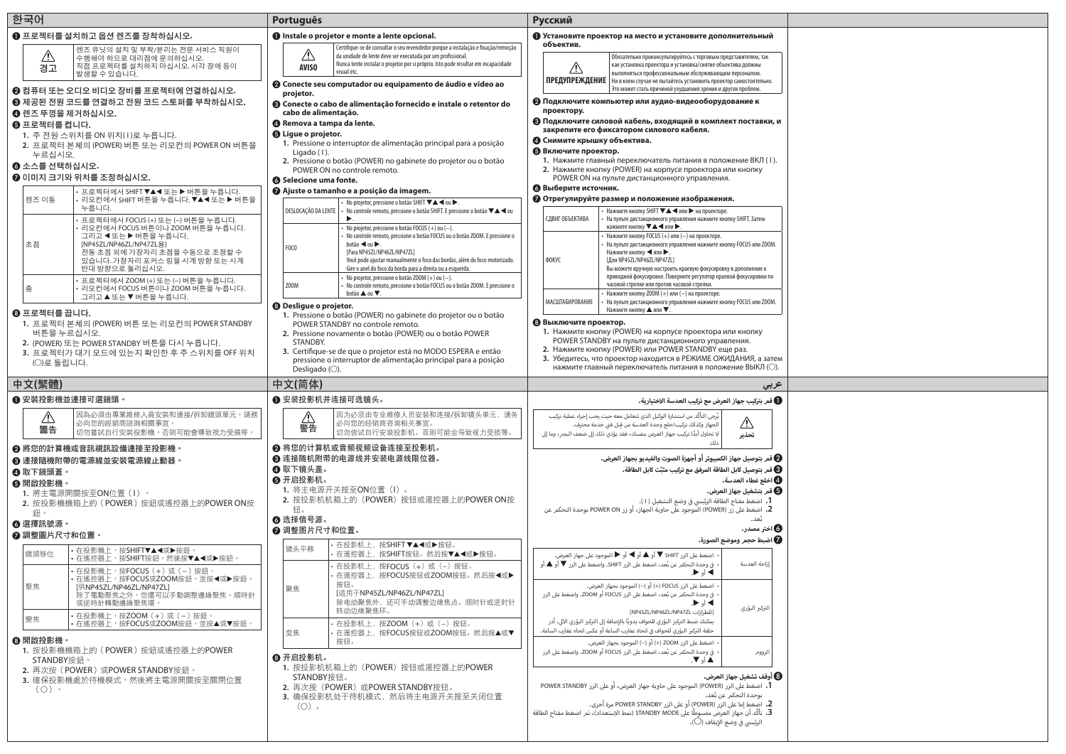# 한국어

❶ **프로젝터를 설치하고 옵션 렌즈를 장착하십시오.**

| | |
|---|---|
| ⚠ 경고 | 렌즈 유닛의 설치 및 부착/분리는 전문 서비스 직원이 수행해야 하므로 대리점에 문의하십시오. 직접 프로젝터를 설치하지 마십시오. 시각 장애 등이 발생할 수 있습니다. |

❷ **컴퓨터 또는 오디오 비디오 장비를 프로젝터에 연결하십시오.**

❸ **제공된 전원 코드를 연결하고 전원 코드 스토퍼를 부착하십시오.**

❹ **렌즈 뚜껑을 제거하십시오.**

❺ **프로젝터를 켭니다.**

1. 주 전원 스위치를 ON 위치(I)로 누릅니다.
2. 프로젝터 본체의 (POWER) 버튼 또는 리모컨의 POWER ON 버튼을 누르십시오.

❻ **소스를 선택하십시오.**

❼ **이미지 크기와 위치를 조정하십시오.**

| | |
|---|---|
| 렌즈 이동 | • 프로젝터에서 SHIFT ▼▲◀ 또는 ▶ 버튼을 누릅니다.<br>• 리모컨에서 SHIFT 버튼을 누릅니다. ▼▲◀ 또는 ▶ 버튼을 누릅니다. |
| 초점 | • 프로젝터에서 FOCUS (+) 또는 (–) 버튼을 누릅니다.<br>• 리모컨에서 FOCUS 버튼이나 ZOOM 버튼을 누릅니다. 그리고 ◀ 또는 ▶ 버튼을 누릅니다.<br>[NP45ZL/NP46ZL/NP47ZL용]<br>전동 초점 외에 가장자리 초점을 수동으로 조정할 수 있습니다. 가장자리 포커스 링을 시계 방향 또는 시계 반대 방향으로 돌리십시오. |
| 줌 | • 프로젝터에서 ZOOM (+) 또는 (–) 버튼을 누릅니다.<br>• 리모컨에서 FOCUS 버튼이나 ZOOM 버튼을 누릅니다. 그리고 ▲ 또는 ▼ 버튼을 누릅니다. |

❽ **프로젝터를 끕니다.**

1. 프로젝터 본체의 (POWER) 버튼 또는 리모컨의 POWER STANDBY 버튼을 누르십시오.
2. (POWER) 또는 POWER STANDBY 버튼을 다시 누릅니다.
3. 프로젝터가 대기 모드에 있는지 확인한 후 주 스위치를 OFF 위치(○)로 돌립니다.

# Português

❶ **Instale o projetor e monte a lente opcional.**

| | |
|---|---|
| ⚠ AVISO | Certifique-se de consultar o seu revendedor porque a instalação e fixação/remoção da unidade de lente deve ser executada por um profissional. Nunca tente instalar o projetor por si próprio. Isto pode resultar em incapacidade visual etc. |

❷ **Conecte seu computador ou equipamento de áudio e vídeo ao projetor.**

❸ **Conecte o cabo de alimentação fornecido e instale o retentor do cabo de alimentação.**

❹ **Remova a tampa da lente.**

❺ **Ligue o projetor.**

1. Pressione o interruptor de alimentação principal para a posição Ligado (I).
2. Pressione o botão (POWER) no gabinete do projetor ou o botão POWER ON no controle remoto.

❻ **Selecione uma fonte.**

❼ **Ajuste o tamanho e a posição da imagem.**

| | |
|---|---|
| DESLOCAÇÃO DA LENTE | • No projetor, pressione o botão SHIFT ▼▲◀ ou ▶.<br>• No controle remoto, pressione o botão SHIFT. E pressione o botão ▼▲◀ ou ▶. |
| FOCO | • No projetor, pressione o botão FOCUS (+) ou (–).<br>• No controle remoto, pressione o botão FOCUS ou o botão ZOOM. E pressione o botão ◀ ou ▶.<br>[Para NP45ZL/NP46ZL/NP47ZL]<br>Você pode ajustar manualmente o foco das bordas, além do foco motorizado. Gire o anel do foco da borda para a direita ou a esquerda. |
| ZOOM | • No projetor, pressione o botão ZOOM (+) ou (–).<br>• No controle remoto, pressione o botão FOCUS ou o botão ZOOM. E pressione o botão ▲ ou ▼. |

❽ **Desligue o projetor.**

1. Pressione o botão (POWER) no gabinete do projetor ou o botão POWER STANDBY no controle remoto.
2. Pressione novamente o botão (POWER) ou o botão POWER STANDBY.
3. Certifique-se de que o projetor está no MODO ESPERA e então pressione o interruptor de alimentação principal para a posição Desligado (○).

# Русский

❶ **Установите проектор на место и установите дополнительный объектив.**

| | |
|---|---|
| ⚠ ПРЕДУПРЕЖДЕНИЕ | Обязательно проконсультируйтесь с торговым представителем, так как установка проектора и установка/снятие объектива должны выполняться профессиональным обслуживающим персоналом. Ни в коем случае не пытайтесь установить проектор самостоятельно. Это может стать причиной ухудшения зрения и других проблем. |

❷ **Подключите компьютер или аудио-видеооборудование к проектору.**

❸ **Подключите силовой кабель, входящий в комплект поставки, и закрепите его фиксатором силового кабеля.**

❹ **Снимите крышку объектива.**

❺ **Включите проектор.**

1. Нажмите главный переключатель питания в положение ВКЛ (I).
2. Нажмите кнопку (POWER) на корпусе проектора или кнопку POWER ON на пульте дистанционного управления.

❻ **Выберите источник.**

❼ **Отрегулируйте размер и положение изображения.**

| | |
|---|---|
| СДВИГ ОБЪЕКТИВА | • Нажмите кнопку SHIFT ▼▲◀ или ▶ на проекторе.<br>• На пульте дистанционного управления нажмите кнопку SHIFT. Затем нажмите кнопку ▼▲◀ или ▶. |
| ФОКУС | • Нажмите кнопку FOCUS (+) или (–) на проекторе.<br>• На пульте дистанционного управления нажмите кнопку FOCUS или ZOOM. Нажмите кнопку ◀ или ▶.<br>[Для NP45ZL/NP46ZL/NP47ZL]<br>Вы можете вручную настроить краевую фокусировку в дополнение к приводной фокусировке. Поверните регулятор краевой фокусировки по часовой стрелке или против часовой стрелки. |
| МАСШТАБИРОВАНИЕ | • Нажмите кнопку ZOOM (+) или (–) на проекторе.<br>• На пульте дистанционного управления нажмите кнопку FOCUS или ZOOM. Нажмите кнопку ▲ или ▼. |

❽ **Выключите проектор.**

1. Нажмите кнопку (POWER) на корпусе проектора или кнопку POWER STANDBY на пульте дистанционного управления.
2. Нажмите кнопку (POWER) или POWER STANDBY еще раз.
3. Убедитесь, что проектор находится в РЕЖИМЕ ОЖИДАНИЯ, а затем нажмите главный переключатель питания в положение ВЫКЛ (○).

# 中文(繁體)

❶ **安裝投影機並連接可選鏡頭。**

| | |
|---|---|
| ⚠ 警告 | 因為必須由專業維修人員安裝和連接/拆卸鏡頭單元，請務必向您的經銷商諮詢相關事宜。<br>切勿嘗試自行安裝投影機。否則可能會導致視力受損等。 |

❷ **將您的計算機或音訊視訊設備連接至投影機。**

❸ **連接隨機附帶的電源線並安裝電源線止動器。**

❹ **取下鏡頭蓋。**

❺ **開啟投影機。**

1. 將主電源開關按至ON位置（I）。
2. 按投影機機箱上的（POWER）按鈕或遙控器上的POWER ON按鈕。

❻ **選擇訊號源。**

❼ **調整圖片尺寸和位置。**

| | |
|---|---|
| 鏡頭移位 | • 在投影機上，按SHIFT▼▲◀或▶按鈕。<br>• 在遙控器上，按SHIFT按鈕。然後按▼▲◀或▶按鈕。 |
| 聚焦 | • 在投影機上，按FOCUS（+）或（–）按鈕。<br>• 在遙控器上，按FOCUS或ZOOM按鈕。並按◀或▶按鈕。<br>[供NP45ZL/NP46ZL/NP47ZL]<br>除了電動聚焦之外，您還可以手動調整邊緣聚焦。順時針或逆時針轉動邊緣聚焦環。 |
| 變焦 | • 在投影機上，按ZOOM（+）或（–）按鈕。<br>• 在遙控器上，按FOCUS或ZOOM按鈕。並按▲或▼按鈕。 |

❽ **開啟投影機。**

1. 按投影機機箱上的（POWER）按鈕或遙控器上的POWER STANDBY按鈕。
2. 再次按（POWER）或POWER STANDBY按鈕。
3. 確保投影機處於待機模式，然後將主電源開關按至關閉位置（○）。

# 中文(简体)

❶ **安装投影机并连接可选镜头。**

| | |
|---|---|
| ⚠ 警告 | 因为必须由专业维修人员安装和连接/拆卸镜头单元，请务必向您的经销商咨询相关事宜。<br>切勿尝试自行安装投影机。否则可能会导致视力受损等。 |

❷ **将您的计算机或音频视频设备连接至投影机。**

❸ **连接随机附带的电源线并安装电源线限位器。**

❹ **取下镜头盖。**

❺ **开启投影机。**

1. 将主电源开关按至ON位置（I）。
2. 按投影机机箱上的（POWER）按钮或遥控器上的POWER ON按钮。

❻ **选择信号源。**

❼ **调整图片尺寸和位置。**

| | |
|---|---|
| 镜头平移 | • 在投影机上，按SHIFT ▼▲◀或▶按钮。<br>• 在遥控器上，按SHIFT按钮。然后按▼▲◀或▶按钮。 |
| 聚焦 | • 在投影机上，按FOCUS（+）或（–）按钮。<br>• 在遥控器上，按FOCUS按钮或ZOOM按钮。然后按◀或▶按钮。<br>[适用于NP45ZL/NP46ZL/NP47ZL]<br>除电动聚焦外，还可手动调整边缘焦点。顺时针或逆时针转动边缘聚焦环。 |
| 变焦 | • 在投影机上，按ZOOM（+）或（–）按钮。<br>• 在遥控器上，按FOCUS按钮或ZOOM按钮。然后按▲或▼按钮。 |

❽ **开启投影机。**

1. 按投影机机箱上的（POWER）按钮或遥控器上的POWER STANDBY按钮。
2. 再次按（POWER）或POWER STANDBY按钮。
3. 确保投影机处于待机模式，然后将主电源开关按至关闭位置（○）。

# عربي

❶ **قم بتركيب جهاز العرض مع تركيب العدسة الاختيارية.**

| | |
|---|---|
| ⚠ تحذير | يُرجى التأكد من استشارة الوكيل الذي تتعامل معه حيث يجب إجراء عملية تركيب الجهاز وكذلك تركيب/خلع وحدة العدسة من قبل فني خدمة محترف. لا تحاول أبدًا تركيب جهاز العرض بنفسك، فقد يؤدي ذلك إلى ضعف البصر، وما إلى ذلك |

❷ **قم بتوصيل جهاز الكمبيوتر أو أجهزة الصوت والفيديو بجهاز العرض.**

❸ **قم بتوصيل كابل الطاقة المرفق مع تركيب مثبّت كابل الطاقة.**

❹ **اخلع غطاء العدسة.**

❺ **قم بتشغيل جهاز العرض.**

1. اضغط مفتاح الطاقة الرئيسي في وضع التشغيل (I).
2. اضغط على زر (POWER) الموجود على حاوية الجهاز، أو زر POWER ON بوحدة التحكم عن بُعد.

❻ **اختر مصدر.**

❼ **اضبط حجم وموضع الصورة.**

| | |
|---|---|
| إزاحة العدسة | • اضغط على الزر SHIFT ▼ أو ▲ أو ◀ أو ▶ الموجود على جهاز العرض.<br>• في وحدة التحكم عن بُعد، اضغط على الزر SHIFT. واضغط على الزر ▼ أو ▲ أو ◀ أو ▶. |
| التركيز البؤري | • اضغط على الزر FOCUS (+) أو (–) الموجود بجهاز العرض.<br>• في وحدة التحكم عن بُعد، اضغط على الزر FOCUS أو ZOOM. واضغط على الزر ◀ أو ▶.<br>[للطرازات NP45ZL/NP46ZL/NP47ZL]<br>يمكنك ضبط التركيز البؤري للحواف يدويًا بالإضافة إلى التركيز البؤري الآلي. أدر حلقة التركيز البؤري للحواف في اتجاه عقارب الساعة أو عكس اتجاه عقارب الساعة. |
| الزووم | • اضغط على الزر ZOOM (+) أو (–) الموجود بجهاز العرض.<br>• في وحدة التحكم عن بُعد، اضغط على الزر FOCUS أو ZOOM. واضغط على الزر ▲ أو ▼. |

❽ **أوقف تشغيل جهاز العرض.**

1. اضغط على الزر (POWER) الموجود على حاوية جهاز العرض، أو على الزر POWER STANDBY بوحدة التحكم عن بُعد.
2. اضغط إما على الزر (POWER) أو على الزر POWER STANDBY مرة أخرى.
3. تأكد أن جهاز العرض مضبوطًا على STANDBY MODE (نمط الاستعداد)، ثم اضغط مفتاح الطاقة الرئيسي في وضع الإيقاف (○).